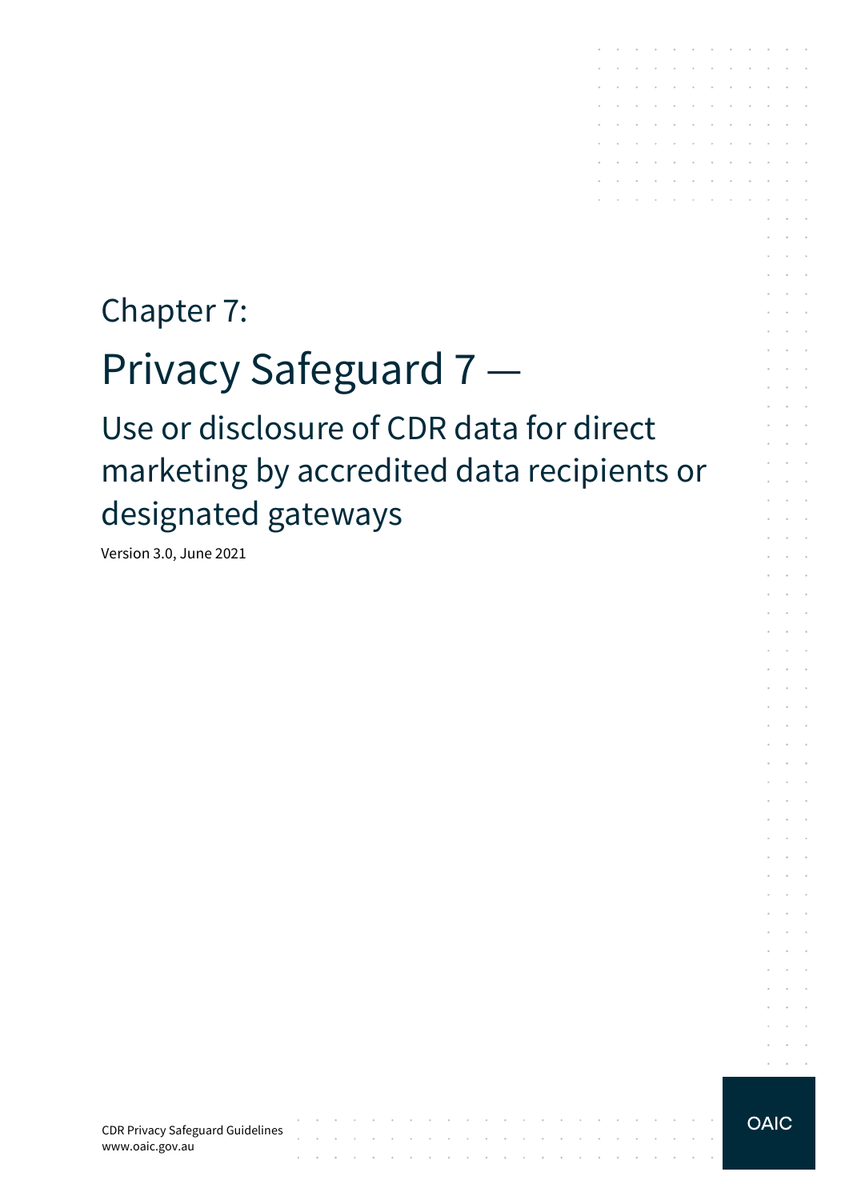Chapter 7:

# Privacy Safeguard 7 —

## Use or disclosure of CDR data for direct marketing by accredited data recipients or designated gateways

Version 3.0, June 2021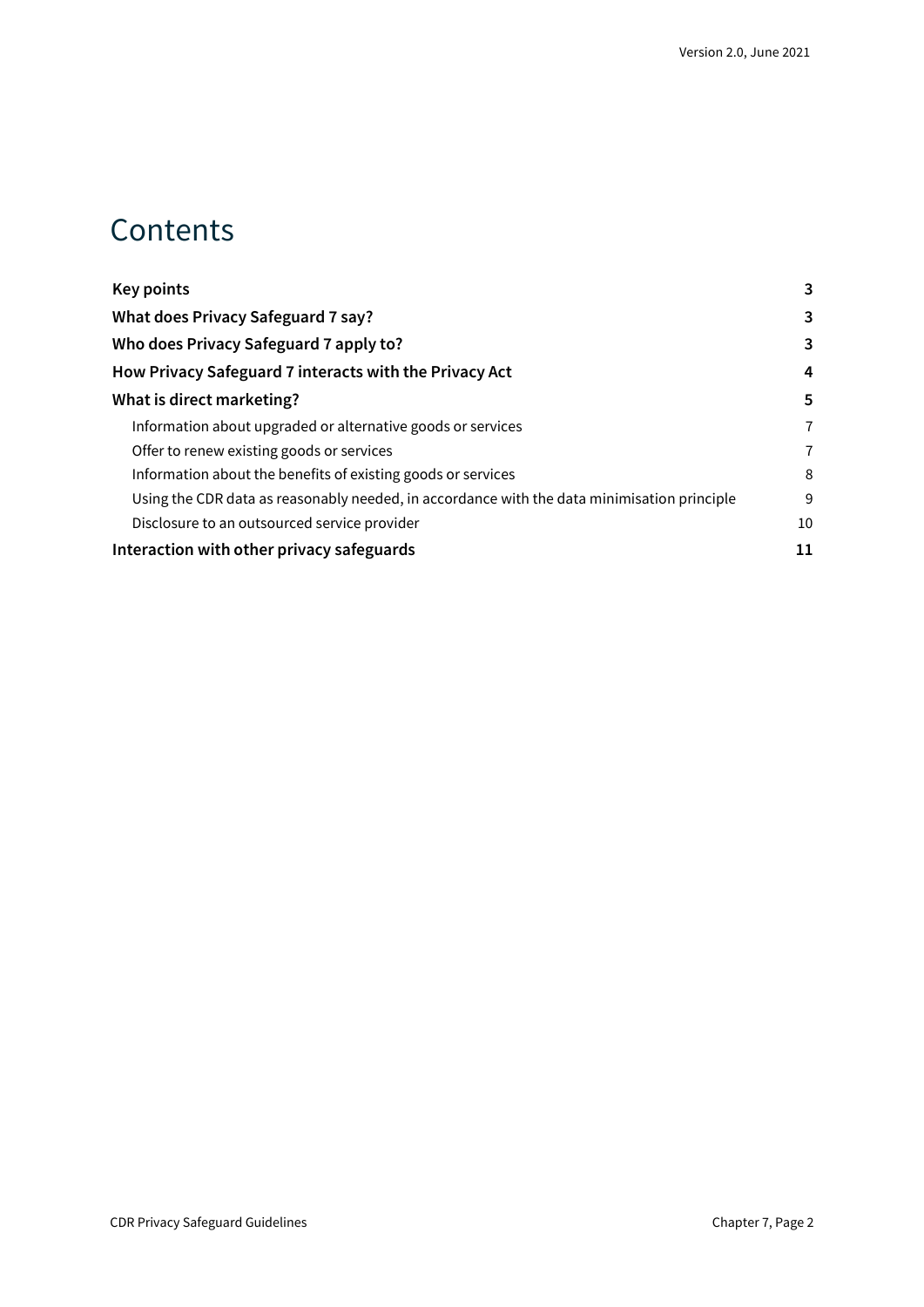# Contents

| | |
|---|---|
| **Key points** | **3** |
| **What does Privacy Safeguard 7 say?** | **3** |
| **Who does Privacy Safeguard 7 apply to?** | **3** |
| **How Privacy Safeguard 7 interacts with the Privacy Act** | **4** |
| **What is direct marketing?** | **5** |
| Information about upgraded or alternative goods or services | 7 |
| Offer to renew existing goods or services | 7 |
| Information about the benefits of existing goods or services | 8 |
| Using the CDR data as reasonably needed, in accordance with the data minimisation principle | 9 |
| Disclosure to an outsourced service provider | 10 |
| **Interaction with other privacy safeguards** | **11** |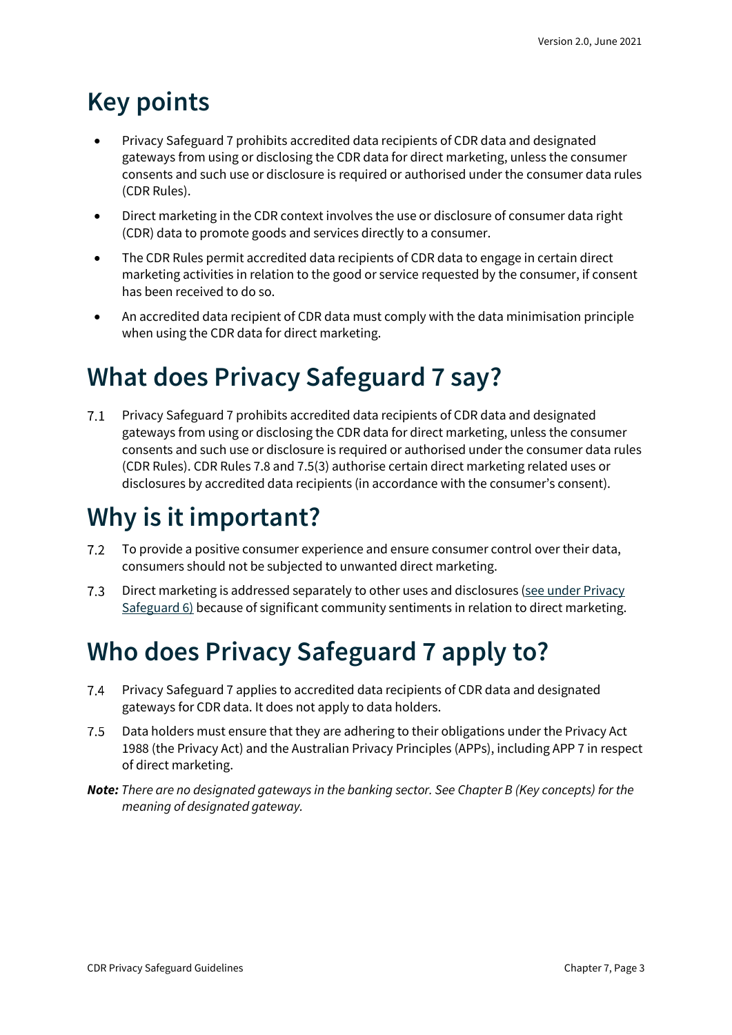# Key points

- Privacy Safeguard 7 prohibits accredited data recipients of CDR data and designated gateways from using or disclosing the CDR data for direct marketing, unless the consumer consents and such use or disclosure is required or authorised under the consumer data rules (CDR Rules).
- Direct marketing in the CDR context involves the use or disclosure of consumer data right (CDR) data to promote goods and services directly to a consumer.
- The CDR Rules permit accredited data recipients of CDR data to engage in certain direct marketing activities in relation to the good or service requested by the consumer, if consent has been received to do so.
- An accredited data recipient of CDR data must comply with the data minimisation principle when using the CDR data for direct marketing.

# What does Privacy Safeguard 7 say?

7.1 Privacy Safeguard 7 prohibits accredited data recipients of CDR data and designated gateways from using or disclosing the CDR data for direct marketing, unless the consumer consents and such use or disclosure is required or authorised under the consumer data rules (CDR Rules). CDR Rules 7.8 and 7.5(3) authorise certain direct marketing related uses or disclosures by accredited data recipients (in accordance with the consumer's consent).

# Why is it important?

7.2 To provide a positive consumer experience and ensure consumer control over their data, consumers should not be subjected to unwanted direct marketing.

7.3 Direct marketing is addressed separately to other uses and disclosures (see under Privacy Safeguard 6) because of significant community sentiments in relation to direct marketing.

# Who does Privacy Safeguard 7 apply to?

7.4 Privacy Safeguard 7 applies to accredited data recipients of CDR data and designated gateways for CDR data. It does not apply to data holders.

7.5 Data holders must ensure that they are adhering to their obligations under the Privacy Act 1988 (the Privacy Act) and the Australian Privacy Principles (APPs), including APP 7 in respect of direct marketing.

***Note:*** *There are no designated gateways in the banking sector. See Chapter B (Key concepts) for the meaning of designated gateway.*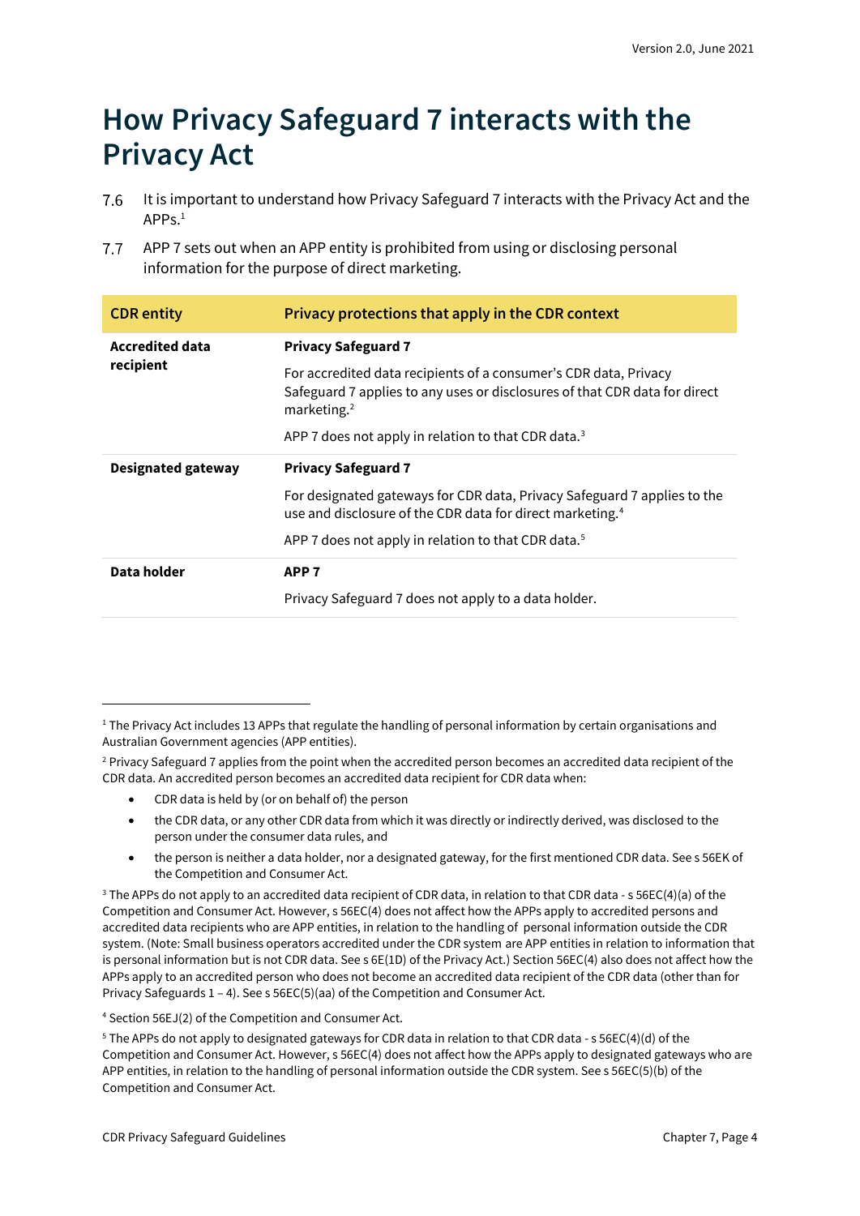# How Privacy Safeguard 7 interacts with the Privacy Act

7.6 It is important to understand how Privacy Safeguard 7 interacts with the Privacy Act and the APPs.[1]

7.7 APP 7 sets out when an APP entity is prohibited from using or disclosing personal information for the purpose of direct marketing.

| CDR entity | Privacy protections that apply in the CDR context |
|---|---|
| **Accredited data recipient** | **Privacy Safeguard 7**<br><br>For accredited data recipients of a consumer's CDR data, Privacy Safeguard 7 applies to any uses or disclosures of that CDR data for direct marketing.[2]<br><br>APP 7 does not apply in relation to that CDR data.[3] |
| **Designated gateway** | **Privacy Safeguard 7**<br><br>For designated gateways for CDR data, Privacy Safeguard 7 applies to the use and disclosure of the CDR data for direct marketing.[4]<br><br>APP 7 does not apply in relation to that CDR data.[5] |
| **Data holder** | **APP 7**<br><br>Privacy Safeguard 7 does not apply to a data holder. |

---

[1] The Privacy Act includes 13 APPs that regulate the handling of personal information by certain organisations and Australian Government agencies (APP entities).

[2] Privacy Safeguard 7 applies from the point when the accredited person becomes an accredited data recipient of the CDR data. An accredited person becomes an accredited data recipient for CDR data when:

- CDR data is held by (or on behalf of) the person
- the CDR data, or any other CDR data from which it was directly or indirectly derived, was disclosed to the person under the consumer data rules, and
- the person is neither a data holder, nor a designated gateway, for the first mentioned CDR data. See s 56EK of the Competition and Consumer Act.

[3] The APPs do not apply to an accredited data recipient of CDR data, in relation to that CDR data - s 56EC(4)(a) of the Competition and Consumer Act. However, s 56EC(4) does not affect how the APPs apply to accredited persons and accredited data recipients who are APP entities, in relation to the handling of personal information outside the CDR system. (Note: Small business operators accredited under the CDR system are APP entities in relation to information that is personal information but is not CDR data. See s 6E(1D) of the Privacy Act.) Section 56EC(4) also does not affect how the APPs apply to an accredited person who does not become an accredited data recipient of the CDR data (other than for Privacy Safeguards 1 – 4). See s 56EC(5)(aa) of the Competition and Consumer Act.

[4] Section 56EJ(2) of the Competition and Consumer Act.

[5] The APPs do not apply to designated gateways for CDR data in relation to that CDR data - s 56EC(4)(d) of the Competition and Consumer Act. However, s 56EC(4) does not affect how the APPs apply to designated gateways who are APP entities, in relation to the handling of personal information outside the CDR system. See s 56EC(5)(b) of the Competition and Consumer Act.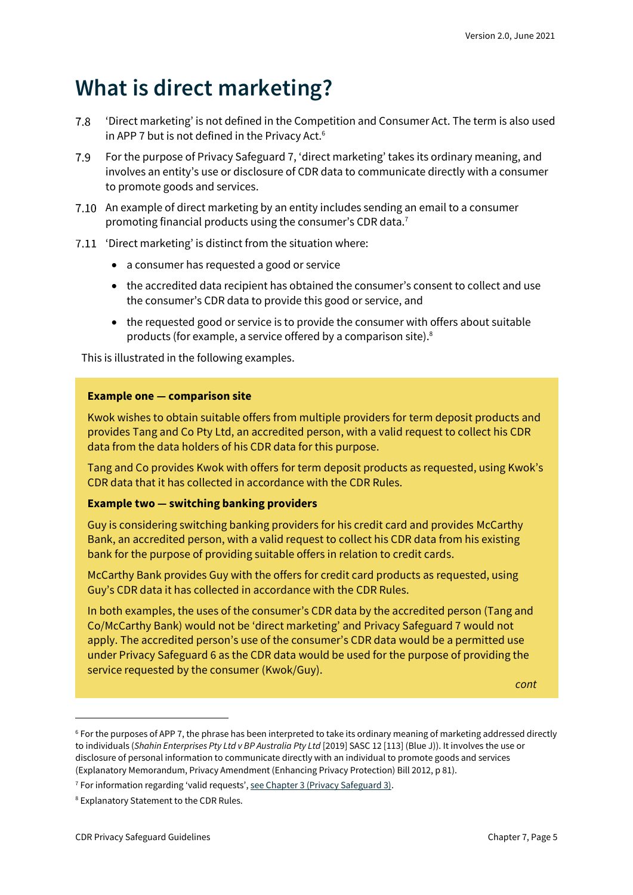# What is direct marketing?

7.8 'Direct marketing' is not defined in the Competition and Consumer Act. The term is also used in APP 7 but is not defined in the Privacy Act.[6]

7.9 For the purpose of Privacy Safeguard 7, 'direct marketing' takes its ordinary meaning, and involves an entity's use or disclosure of CDR data to communicate directly with a consumer to promote goods and services.

7.10 An example of direct marketing by an entity includes sending an email to a consumer promoting financial products using the consumer's CDR data.[7]

7.11 'Direct marketing' is distinct from the situation where:

- a consumer has requested a good or service
- the accredited data recipient has obtained the consumer's consent to collect and use the consumer's CDR data to provide this good or service, and
- the requested good or service is to provide the consumer with offers about suitable products (for example, a service offered by a comparison site).[8]

This is illustrated in the following examples.

> **Example one — comparison site**
>
> Kwok wishes to obtain suitable offers from multiple providers for term deposit products and provides Tang and Co Pty Ltd, an accredited person, with a valid request to collect his CDR data from the data holders of his CDR data for this purpose.
>
> Tang and Co provides Kwok with offers for term deposit products as requested, using Kwok's CDR data that it has collected in accordance with the CDR Rules.
>
> **Example two — switching banking providers**
>
> Guy is considering switching banking providers for his credit card and provides McCarthy Bank, an accredited person, with a valid request to collect his CDR data from his existing bank for the purpose of providing suitable offers in relation to credit cards.
>
> McCarthy Bank provides Guy with the offers for credit card products as requested, using Guy's CDR data it has collected in accordance with the CDR Rules.
>
> In both examples, the uses of the consumer's CDR data by the accredited person (Tang and Co/McCarthy Bank) would not be 'direct marketing' and Privacy Safeguard 7 would not apply. The accredited person's use of the consumer's CDR data would be a permitted use under Privacy Safeguard 6 as the CDR data would be used for the purpose of providing the service requested by the consumer (Kwok/Guy).
>
> *cont*

---

[6] For the purposes of APP 7, the phrase has been interpreted to take its ordinary meaning of marketing addressed directly to individuals (*Shahin Enterprises Pty Ltd v BP Australia Pty Ltd* [2019] SASC 12 [113] (Blue J)). It involves the use or disclosure of personal information to communicate directly with an individual to promote goods and services (Explanatory Memorandum, Privacy Amendment (Enhancing Privacy Protection) Bill 2012, p 81).

[7] For information regarding 'valid requests', see Chapter 3 (Privacy Safeguard 3).

[8] Explanatory Statement to the CDR Rules.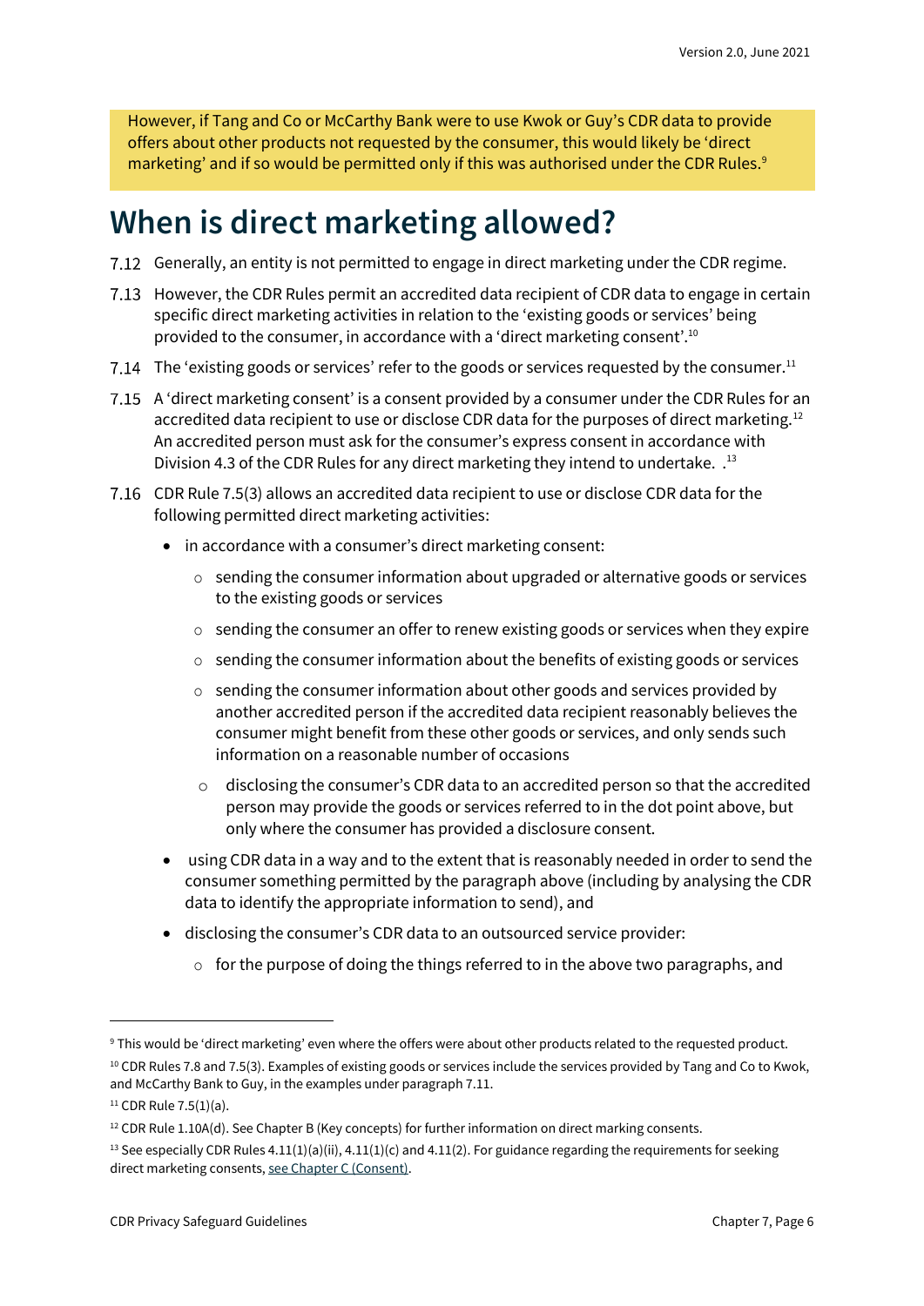However, if Tang and Co or McCarthy Bank were to use Kwok or Guy's CDR data to provide offers about other products not requested by the consumer, this would likely be 'direct marketing' and if so would be permitted only if this was authorised under the CDR Rules.[9]

# When is direct marketing allowed?

7.12 Generally, an entity is not permitted to engage in direct marketing under the CDR regime.

7.13 However, the CDR Rules permit an accredited data recipient of CDR data to engage in certain specific direct marketing activities in relation to the 'existing goods or services' being provided to the consumer, in accordance with a 'direct marketing consent'.[10]

7.14 The 'existing goods or services' refer to the goods or services requested by the consumer.[11]

7.15 A 'direct marketing consent' is a consent provided by a consumer under the CDR Rules for an accredited data recipient to use or disclose CDR data for the purposes of direct marketing.[12] An accredited person must ask for the consumer's express consent in accordance with Division 4.3 of the CDR Rules for any direct marketing they intend to undertake. .[13]

7.16 CDR Rule 7.5(3) allows an accredited data recipient to use or disclose CDR data for the following permitted direct marketing activities:

- in accordance with a consumer's direct marketing consent:
  - sending the consumer information about upgraded or alternative goods or services to the existing goods or services
  - sending the consumer an offer to renew existing goods or services when they expire
  - sending the consumer information about the benefits of existing goods or services
  - sending the consumer information about other goods and services provided by another accredited person if the accredited data recipient reasonably believes the consumer might benefit from these other goods or services, and only sends such information on a reasonable number of occasions
  - disclosing the consumer's CDR data to an accredited person so that the accredited person may provide the goods or services referred to in the dot point above, but only where the consumer has provided a disclosure consent.
- using CDR data in a way and to the extent that is reasonably needed in order to send the consumer something permitted by the paragraph above (including by analysing the CDR data to identify the appropriate information to send), and
- disclosing the consumer's CDR data to an outsourced service provider:
  - for the purpose of doing the things referred to in the above two paragraphs, and

---

[9] This would be 'direct marketing' even where the offers were about other products related to the requested product.

[10] CDR Rules 7.8 and 7.5(3). Examples of existing goods or services include the services provided by Tang and Co to Kwok, and McCarthy Bank to Guy, in the examples under paragraph 7.11.

[11] CDR Rule 7.5(1)(a).

[12] CDR Rule 1.10A(d). See Chapter B (Key concepts) for further information on direct marking consents.

[13] See especially CDR Rules 4.11(1)(a)(ii), 4.11(1)(c) and 4.11(2). For guidance regarding the requirements for seeking direct marketing consents, see Chapter C (Consent).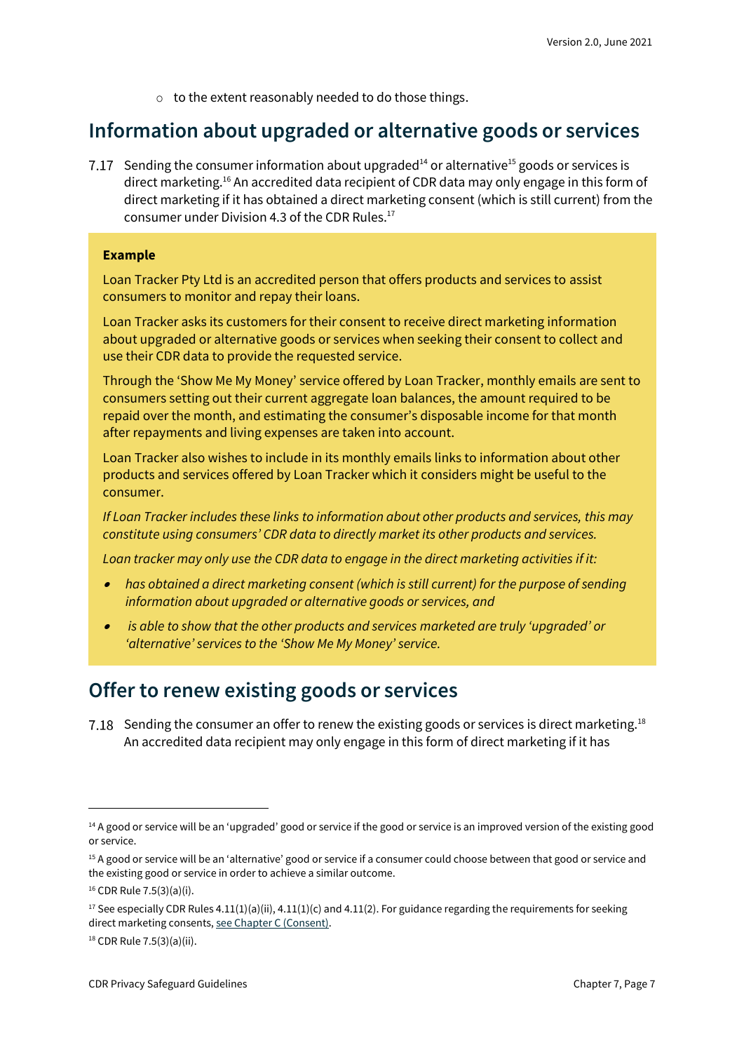- to the extent reasonably needed to do those things.

## Information about upgraded or alternative goods or services

7.17 Sending the consumer information about upgraded[14] or alternative[15] goods or services is direct marketing.[16] An accredited data recipient of CDR data may only engage in this form of direct marketing if it has obtained a direct marketing consent (which is still current) from the consumer under Division 4.3 of the CDR Rules.[17]

> **Example**
>
> Loan Tracker Pty Ltd is an accredited person that offers products and services to assist consumers to monitor and repay their loans.
>
> Loan Tracker asks its customers for their consent to receive direct marketing information about upgraded or alternative goods or services when seeking their consent to collect and use their CDR data to provide the requested service.
>
> Through the 'Show Me My Money' service offered by Loan Tracker, monthly emails are sent to consumers setting out their current aggregate loan balances, the amount required to be repaid over the month, and estimating the consumer's disposable income for that month after repayments and living expenses are taken into account.
>
> Loan Tracker also wishes to include in its monthly emails links to information about other products and services offered by Loan Tracker which it considers might be useful to the consumer.
>
> *If Loan Tracker includes these links to information about other products and services, this may constitute using consumers' CDR data to directly market its other products and services.*
>
> *Loan tracker may only use the CDR data to engage in the direct marketing activities if it:*
>
> - *has obtained a direct marketing consent (which is still current) for the purpose of sending information about upgraded or alternative goods or services, and*
> - *is able to show that the other products and services marketed are truly 'upgraded' or 'alternative' services to the 'Show Me My Money' service.*

## Offer to renew existing goods or services

7.18 Sending the consumer an offer to renew the existing goods or services is direct marketing.[18] An accredited data recipient may only engage in this form of direct marketing if it has

---

[14] A good or service will be an 'upgraded' good or service if the good or service is an improved version of the existing good or service.

[15] A good or service will be an 'alternative' good or service if a consumer could choose between that good or service and the existing good or service in order to achieve a similar outcome.

[16] CDR Rule 7.5(3)(a)(i).

[17] See especially CDR Rules 4.11(1)(a)(ii), 4.11(1)(c) and 4.11(2). For guidance regarding the requirements for seeking direct marketing consents, see Chapter C (Consent).

[18] CDR Rule 7.5(3)(a)(ii).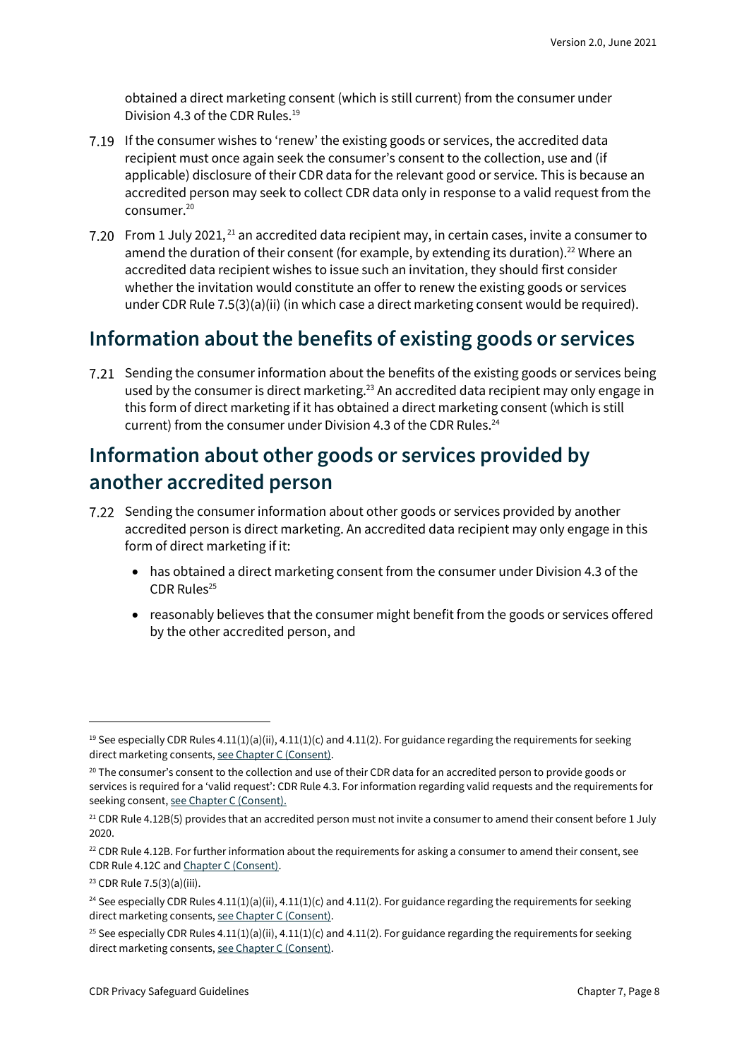obtained a direct marketing consent (which is still current) from the consumer under Division 4.3 of the CDR Rules.[19]

7.19 If the consumer wishes to 'renew' the existing goods or services, the accredited data recipient must once again seek the consumer's consent to the collection, use and (if applicable) disclosure of their CDR data for the relevant good or service. This is because an accredited person may seek to collect CDR data only in response to a valid request from the consumer.[20]

7.20 From 1 July 2021,[21] an accredited data recipient may, in certain cases, invite a consumer to amend the duration of their consent (for example, by extending its duration).[22] Where an accredited data recipient wishes to issue such an invitation, they should first consider whether the invitation would constitute an offer to renew the existing goods or services under CDR Rule 7.5(3)(a)(ii) (in which case a direct marketing consent would be required).

## Information about the benefits of existing goods or services

7.21 Sending the consumer information about the benefits of the existing goods or services being used by the consumer is direct marketing.[23] An accredited data recipient may only engage in this form of direct marketing if it has obtained a direct marketing consent (which is still current) from the consumer under Division 4.3 of the CDR Rules.[24]

## Information about other goods or services provided by another accredited person

7.22 Sending the consumer information about other goods or services provided by another accredited person is direct marketing. An accredited data recipient may only engage in this form of direct marketing if it:

- has obtained a direct marketing consent from the consumer under Division 4.3 of the CDR Rules[25]
- reasonably believes that the consumer might benefit from the goods or services offered by the other accredited person, and

---

[19] See especially CDR Rules 4.11(1)(a)(ii), 4.11(1)(c) and 4.11(2). For guidance regarding the requirements for seeking direct marketing consents, see Chapter C (Consent).

[20] The consumer's consent to the collection and use of their CDR data for an accredited person to provide goods or services is required for a 'valid request': CDR Rule 4.3. For information regarding valid requests and the requirements for seeking consent, see Chapter C (Consent).

[21] CDR Rule 4.12B(5) provides that an accredited person must not invite a consumer to amend their consent before 1 July 2020.

[22] CDR Rule 4.12B. For further information about the requirements for asking a consumer to amend their consent, see CDR Rule 4.12C and Chapter C (Consent).

[23] CDR Rule 7.5(3)(a)(iii).

[24] See especially CDR Rules 4.11(1)(a)(ii), 4.11(1)(c) and 4.11(2). For guidance regarding the requirements for seeking direct marketing consents, see Chapter C (Consent).

[25] See especially CDR Rules 4.11(1)(a)(ii), 4.11(1)(c) and 4.11(2). For guidance regarding the requirements for seeking direct marketing consents, see Chapter C (Consent).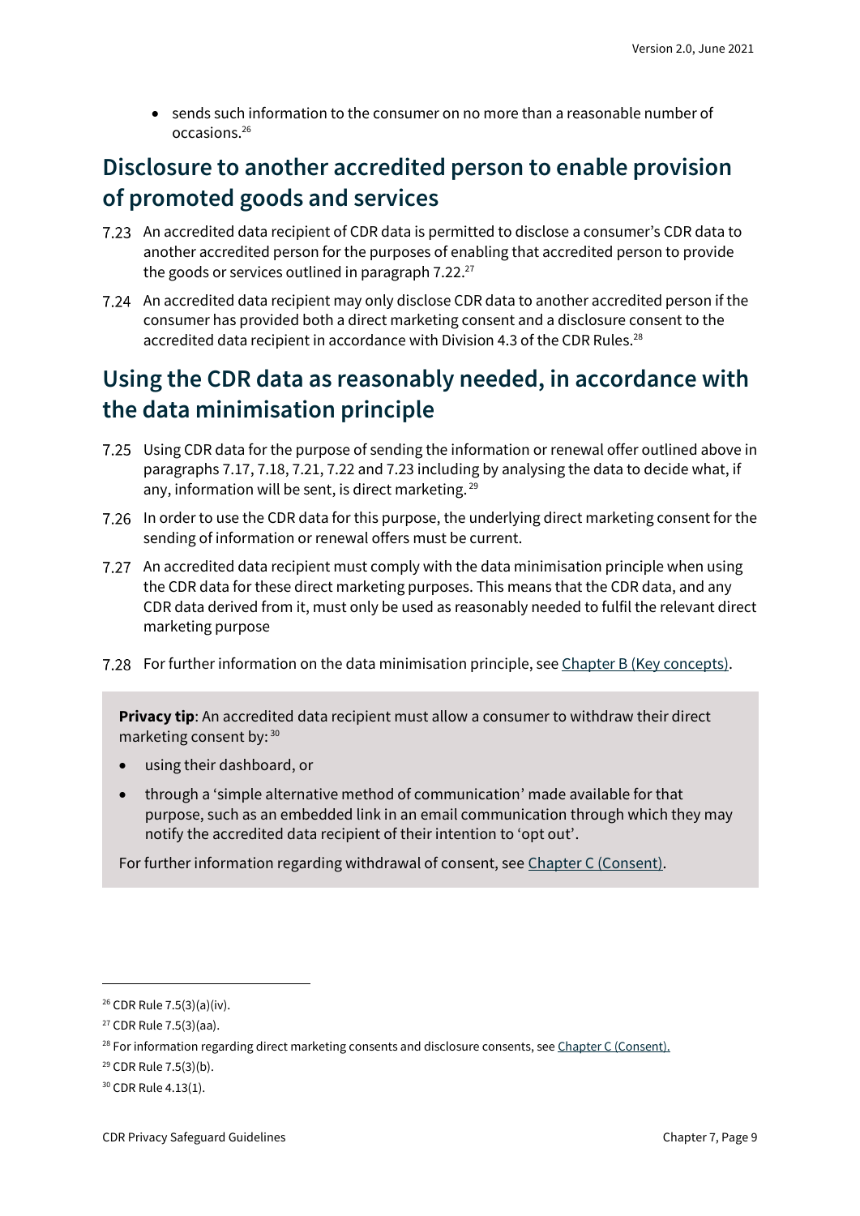- sends such information to the consumer on no more than a reasonable number of occasions.[26]

## Disclosure to another accredited person to enable provision of promoted goods and services

7.23 An accredited data recipient of CDR data is permitted to disclose a consumer's CDR data to another accredited person for the purposes of enabling that accredited person to provide the goods or services outlined in paragraph 7.22.[27]

7.24 An accredited data recipient may only disclose CDR data to another accredited person if the consumer has provided both a direct marketing consent and a disclosure consent to the accredited data recipient in accordance with Division 4.3 of the CDR Rules.[28]

## Using the CDR data as reasonably needed, in accordance with the data minimisation principle

7.25 Using CDR data for the purpose of sending the information or renewal offer outlined above in paragraphs 7.17, 7.18, 7.21, 7.22 and 7.23 including by analysing the data to decide what, if any, information will be sent, is direct marketing.[29]

7.26 In order to use the CDR data for this purpose, the underlying direct marketing consent for the sending of information or renewal offers must be current.

7.27 An accredited data recipient must comply with the data minimisation principle when using the CDR data for these direct marketing purposes. This means that the CDR data, and any CDR data derived from it, must only be used as reasonably needed to fulfil the relevant direct marketing purpose

7.28 For further information on the data minimisation principle, see Chapter B (Key concepts).

**Privacy tip**: An accredited data recipient must allow a consumer to withdraw their direct marketing consent by:[30]

- using their dashboard, or
- through a 'simple alternative method of communication' made available for that purpose, such as an embedded link in an email communication through which they may notify the accredited data recipient of their intention to 'opt out'.

For further information regarding withdrawal of consent, see Chapter C (Consent).

---

[26] CDR Rule 7.5(3)(a)(iv).

[27] CDR Rule 7.5(3)(aa).

[28] For information regarding direct marketing consents and disclosure consents, see Chapter C (Consent).

[29] CDR Rule 7.5(3)(b).

[30] CDR Rule 4.13(1).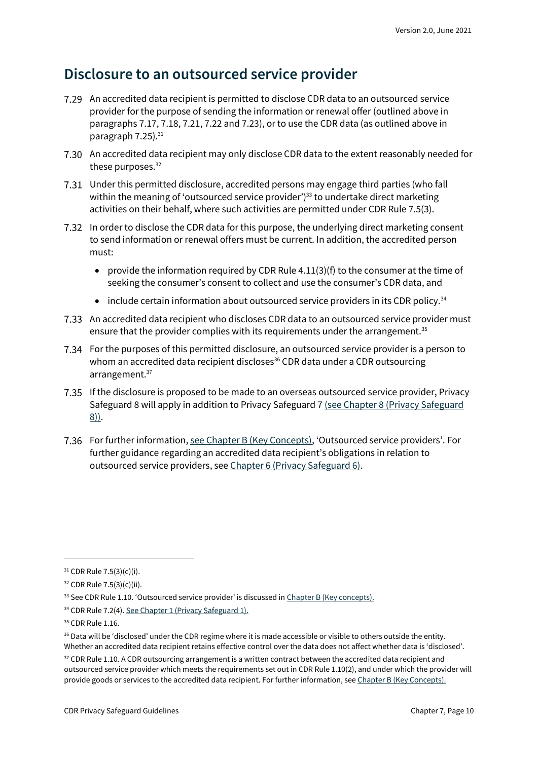## Disclosure to an outsourced service provider

7.29 An accredited data recipient is permitted to disclose CDR data to an outsourced service provider for the purpose of sending the information or renewal offer (outlined above in paragraphs 7.17, 7.18, 7.21, 7.22 and 7.23), or to use the CDR data (as outlined above in paragraph 7.25).[31]

7.30 An accredited data recipient may only disclose CDR data to the extent reasonably needed for these purposes.[32]

7.31 Under this permitted disclosure, accredited persons may engage third parties (who fall within the meaning of 'outsourced service provider')[33] to undertake direct marketing activities on their behalf, where such activities are permitted under CDR Rule 7.5(3).

7.32 In order to disclose the CDR data for this purpose, the underlying direct marketing consent to send information or renewal offers must be current. In addition, the accredited person must:

- provide the information required by CDR Rule 4.11(3)(f) to the consumer at the time of seeking the consumer's consent to collect and use the consumer's CDR data, and
- include certain information about outsourced service providers in its CDR policy.[34]

7.33 An accredited data recipient who discloses CDR data to an outsourced service provider must ensure that the provider complies with its requirements under the arrangement.[35]

7.34 For the purposes of this permitted disclosure, an outsourced service provider is a person to whom an accredited data recipient discloses[36] CDR data under a CDR outsourcing arrangement.[37]

7.35 If the disclosure is proposed to be made to an overseas outsourced service provider, Privacy Safeguard 8 will apply in addition to Privacy Safeguard 7 (see Chapter 8 (Privacy Safeguard 8)).

7.36 For further information, see Chapter B (Key Concepts), 'Outsourced service providers'. For further guidance regarding an accredited data recipient's obligations in relation to outsourced service providers, see Chapter 6 (Privacy Safeguard 6).

---

[31] CDR Rule 7.5(3)(c)(i).

[32] CDR Rule 7.5(3)(c)(ii).

[33] See CDR Rule 1.10. 'Outsourced service provider' is discussed in Chapter B (Key concepts).

[34] CDR Rule 7.2(4). See Chapter 1 (Privacy Safeguard 1).

[35] CDR Rule 1.16.

[36] Data will be 'disclosed' under the CDR regime where it is made accessible or visible to others outside the entity. Whether an accredited data recipient retains effective control over the data does not affect whether data is 'disclosed'.

[37] CDR Rule 1.10. A CDR outsourcing arrangement is a written contract between the accredited data recipient and outsourced service provider which meets the requirements set out in CDR Rule 1.10(2), and under which the provider will provide goods or services to the accredited data recipient. For further information, see Chapter B (Key Concepts).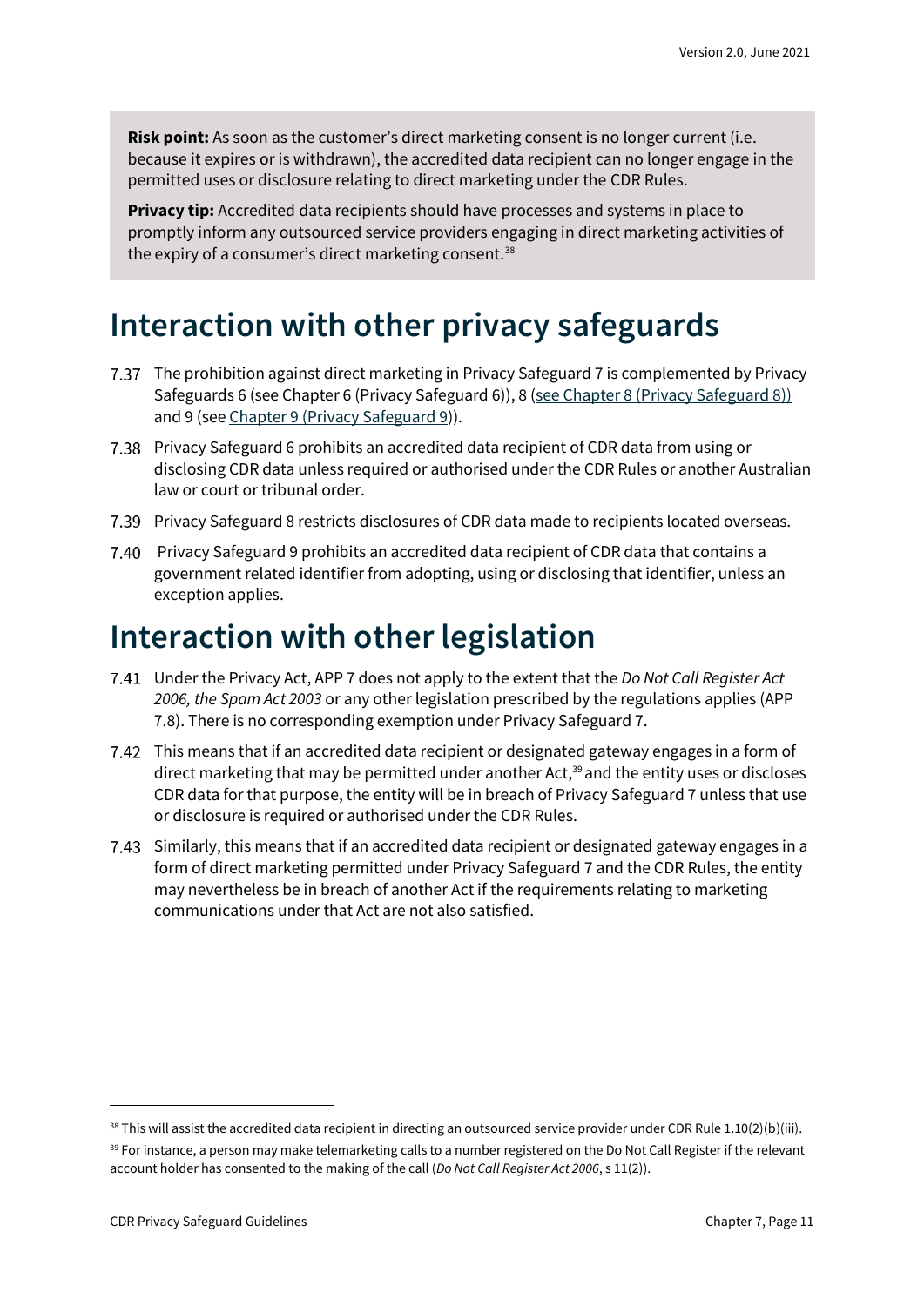**Risk point:** As soon as the customer's direct marketing consent is no longer current (i.e. because it expires or is withdrawn), the accredited data recipient can no longer engage in the permitted uses or disclosure relating to direct marketing under the CDR Rules.

**Privacy tip:** Accredited data recipients should have processes and systems in place to promptly inform any outsourced service providers engaging in direct marketing activities of the expiry of a consumer's direct marketing consent.[38]

# Interaction with other privacy safeguards

7.37 The prohibition against direct marketing in Privacy Safeguard 7 is complemented by Privacy Safeguards 6 (see Chapter 6 (Privacy Safeguard 6)), 8 (see Chapter 8 (Privacy Safeguard 8)) and 9 (see Chapter 9 (Privacy Safeguard 9)).

7.38 Privacy Safeguard 6 prohibits an accredited data recipient of CDR data from using or disclosing CDR data unless required or authorised under the CDR Rules or another Australian law or court or tribunal order.

7.39 Privacy Safeguard 8 restricts disclosures of CDR data made to recipients located overseas.

7.40 Privacy Safeguard 9 prohibits an accredited data recipient of CDR data that contains a government related identifier from adopting, using or disclosing that identifier, unless an exception applies.

# Interaction with other legislation

7.41 Under the Privacy Act, APP 7 does not apply to the extent that the *Do Not Call Register Act 2006, the Spam Act 2003* or any other legislation prescribed by the regulations applies (APP 7.8). There is no corresponding exemption under Privacy Safeguard 7.

7.42 This means that if an accredited data recipient or designated gateway engages in a form of direct marketing that may be permitted under another Act,[39] and the entity uses or discloses CDR data for that purpose, the entity will be in breach of Privacy Safeguard 7 unless that use or disclosure is required or authorised under the CDR Rules.

7.43 Similarly, this means that if an accredited data recipient or designated gateway engages in a form of direct marketing permitted under Privacy Safeguard 7 and the CDR Rules, the entity may nevertheless be in breach of another Act if the requirements relating to marketing communications under that Act are not also satisfied.

---

[38] This will assist the accredited data recipient in directing an outsourced service provider under CDR Rule 1.10(2)(b)(iii).

[39] For instance, a person may make telemarketing calls to a number registered on the Do Not Call Register if the relevant account holder has consented to the making of the call (*Do Not Call Register Act 2006*, s 11(2)).